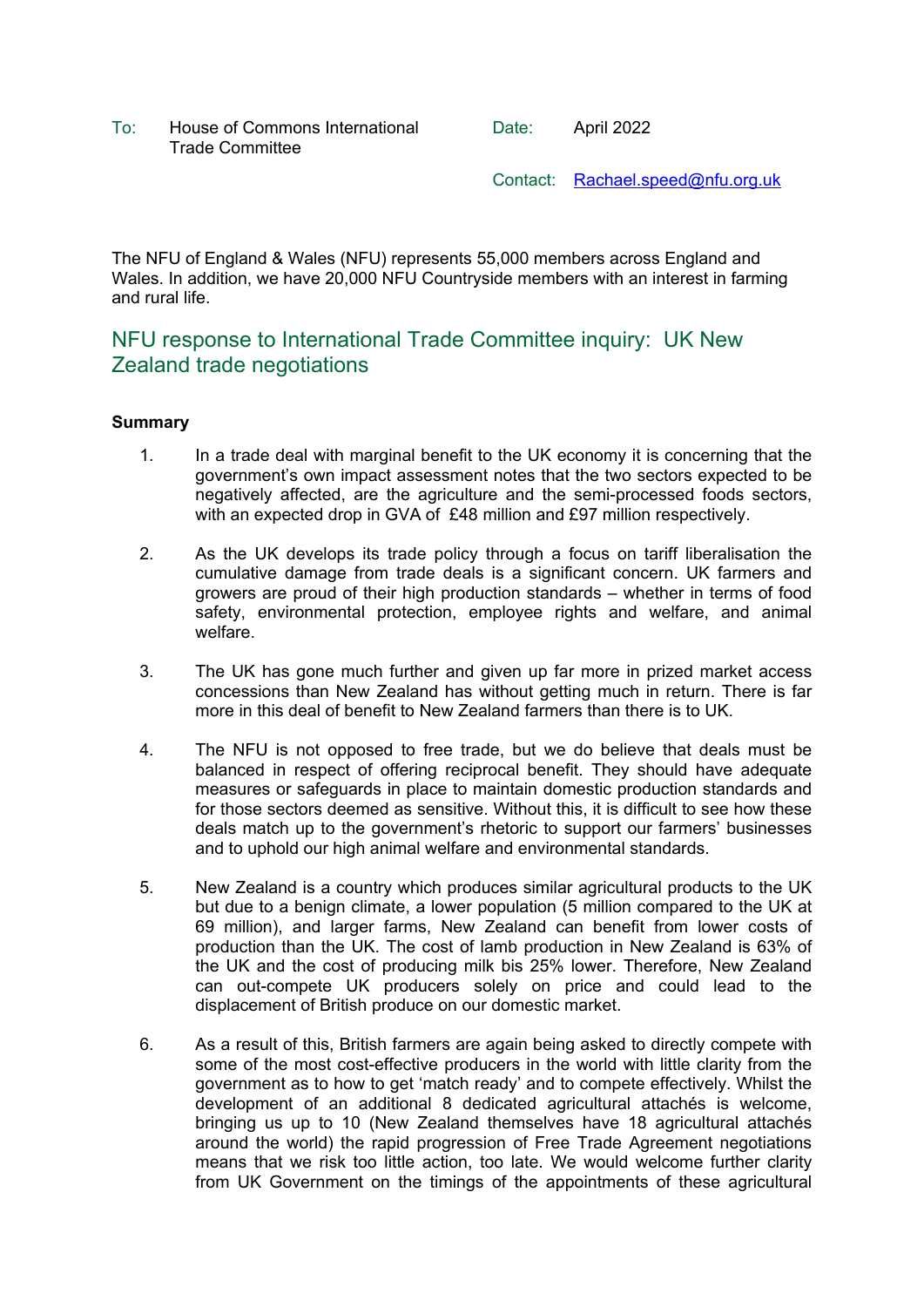| | | | |
|---|---|---|---|
| To: | House of Commons International Trade Committee | Date: | April 2022 |
| | | Contact: | Rachael.speed@nfu.org.uk |

The NFU of England & Wales (NFU) represents 55,000 members across England and Wales. In addition, we have 20,000 NFU Countryside members with an interest in farming and rural life.

## NFU response to International Trade Committee inquiry: UK New Zealand trade negotiations

**Summary**

1. In a trade deal with marginal benefit to the UK economy it is concerning that the government's own impact assessment notes that the two sectors expected to be negatively affected, are the agriculture and the semi-processed foods sectors, with an expected drop in GVA of £48 million and £97 million respectively.

2. As the UK develops its trade policy through a focus on tariff liberalisation the cumulative damage from trade deals is a significant concern. UK farmers and growers are proud of their high production standards – whether in terms of food safety, environmental protection, employee rights and welfare, and animal welfare.

3. The UK has gone much further and given up far more in prized market access concessions than New Zealand has without getting much in return. There is far more in this deal of benefit to New Zealand farmers than there is to UK.

4. The NFU is not opposed to free trade, but we do believe that deals must be balanced in respect of offering reciprocal benefit. They should have adequate measures or safeguards in place to maintain domestic production standards and for those sectors deemed as sensitive. Without this, it is difficult to see how these deals match up to the government's rhetoric to support our farmers' businesses and to uphold our high animal welfare and environmental standards.

5. New Zealand is a country which produces similar agricultural products to the UK but due to a benign climate, a lower population (5 million compared to the UK at 69 million), and larger farms, New Zealand can benefit from lower costs of production than the UK. The cost of lamb production in New Zealand is 63% of the UK and the cost of producing milk bis 25% lower. Therefore, New Zealand can out-compete UK producers solely on price and could lead to the displacement of British produce on our domestic market.

6. As a result of this, British farmers are again being asked to directly compete with some of the most cost-effective producers in the world with little clarity from the government as to how to get 'match ready' and to compete effectively. Whilst the development of an additional 8 dedicated agricultural attachés is welcome, bringing us up to 10 (New Zealand themselves have 18 agricultural attachés around the world) the rapid progression of Free Trade Agreement negotiations means that we risk too little action, too late. We would welcome further clarity from UK Government on the timings of the appointments of these agricultural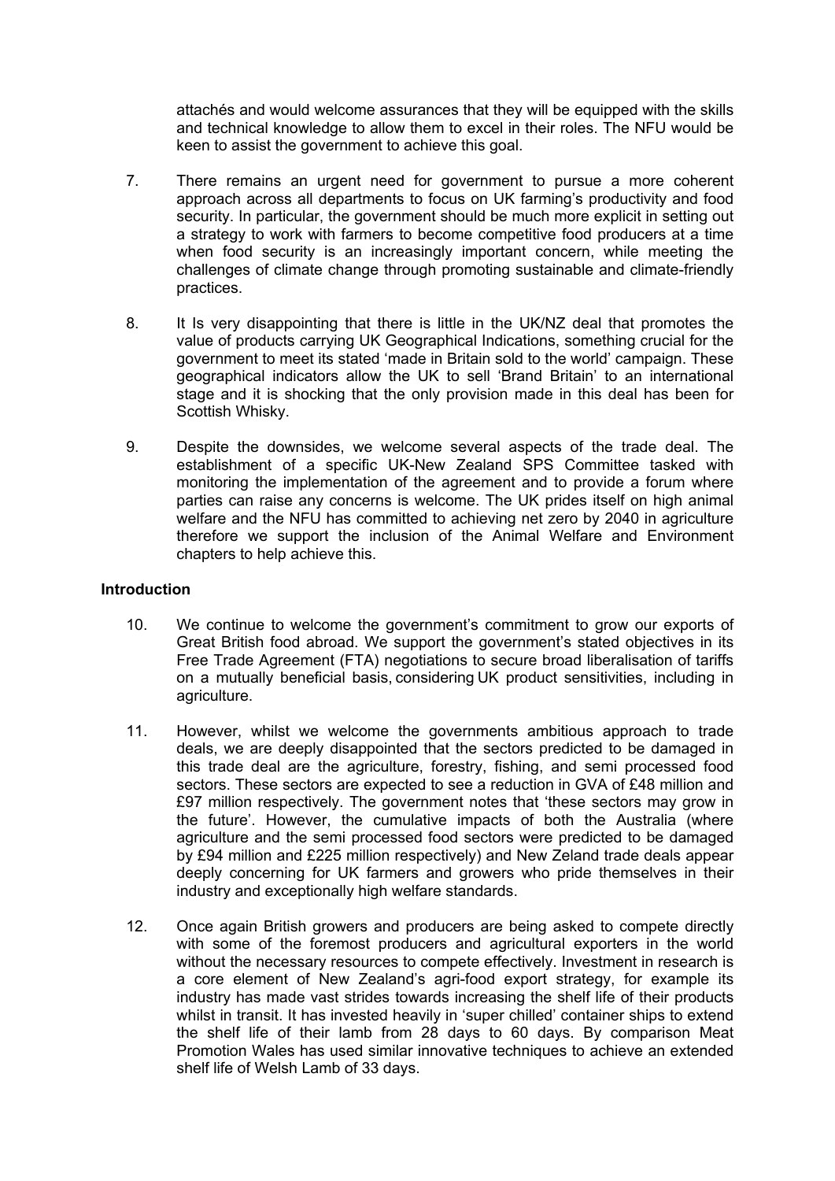attachés and would welcome assurances that they will be equipped with the skills and technical knowledge to allow them to excel in their roles. The NFU would be keen to assist the government to achieve this goal.

7. There remains an urgent need for government to pursue a more coherent approach across all departments to focus on UK farming's productivity and food security. In particular, the government should be much more explicit in setting out a strategy to work with farmers to become competitive food producers at a time when food security is an increasingly important concern, while meeting the challenges of climate change through promoting sustainable and climate-friendly practices.

8. It Is very disappointing that there is little in the UK/NZ deal that promotes the value of products carrying UK Geographical Indications, something crucial for the government to meet its stated 'made in Britain sold to the world' campaign. These geographical indicators allow the UK to sell 'Brand Britain' to an international stage and it is shocking that the only provision made in this deal has been for Scottish Whisky.

9. Despite the downsides, we welcome several aspects of the trade deal. The establishment of a specific UK-New Zealand SPS Committee tasked with monitoring the implementation of the agreement and to provide a forum where parties can raise any concerns is welcome. The UK prides itself on high animal welfare and the NFU has committed to achieving net zero by 2040 in agriculture therefore we support the inclusion of the Animal Welfare and Environment chapters to help achieve this.

**Introduction**

10. We continue to welcome the government's commitment to grow our exports of Great British food abroad. We support the government's stated objectives in its Free Trade Agreement (FTA) negotiations to secure broad liberalisation of tariffs on a mutually beneficial basis, considering UK product sensitivities, including in agriculture.

11. However, whilst we welcome the governments ambitious approach to trade deals, we are deeply disappointed that the sectors predicted to be damaged in this trade deal are the agriculture, forestry, fishing, and semi processed food sectors. These sectors are expected to see a reduction in GVA of £48 million and £97 million respectively. The government notes that 'these sectors may grow in the future'. However, the cumulative impacts of both the Australia (where agriculture and the semi processed food sectors were predicted to be damaged by £94 million and £225 million respectively) and New Zeland trade deals appear deeply concerning for UK farmers and growers who pride themselves in their industry and exceptionally high welfare standards.

12. Once again British growers and producers are being asked to compete directly with some of the foremost producers and agricultural exporters in the world without the necessary resources to compete effectively. Investment in research is a core element of New Zealand's agri-food export strategy, for example its industry has made vast strides towards increasing the shelf life of their products whilst in transit. It has invested heavily in 'super chilled' container ships to extend the shelf life of their lamb from 28 days to 60 days. By comparison Meat Promotion Wales has used similar innovative techniques to achieve an extended shelf life of Welsh Lamb of 33 days.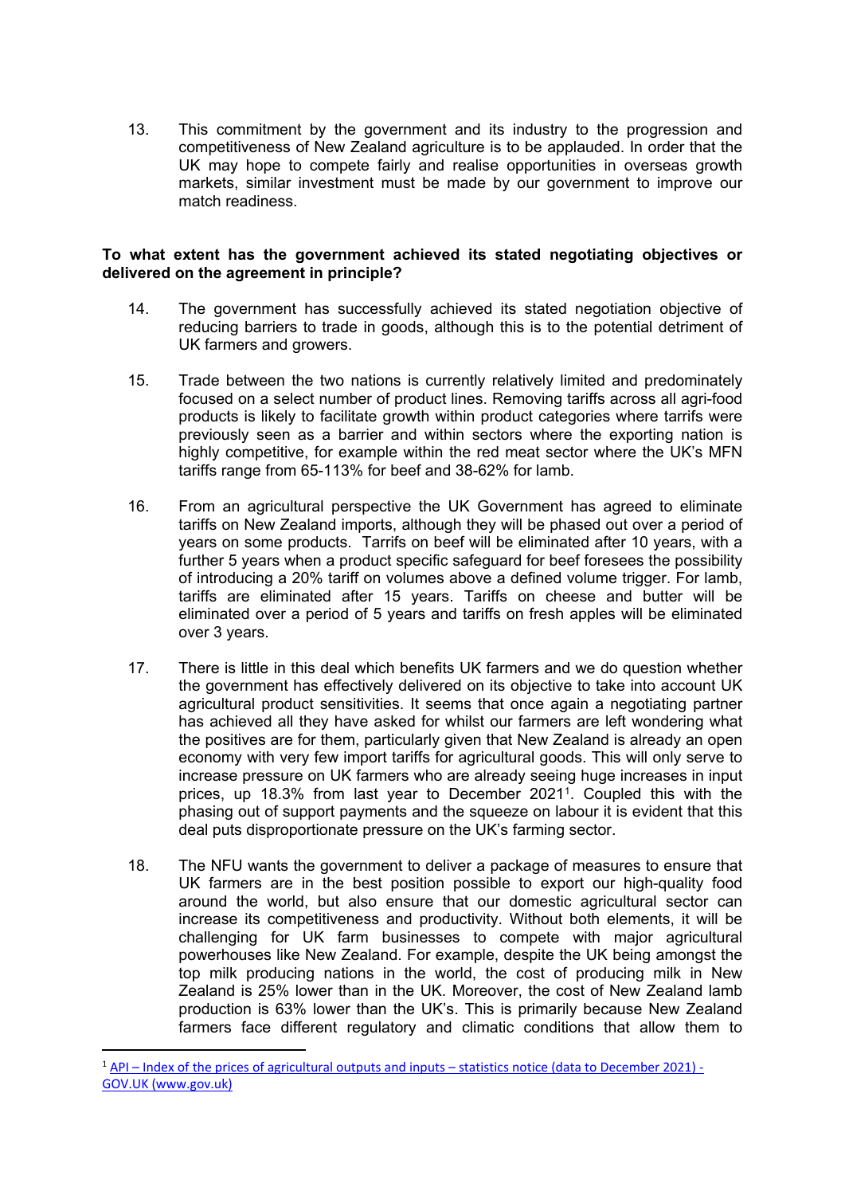13. This commitment by the government and its industry to the progression and competitiveness of New Zealand agriculture is to be applauded. In order that the UK may hope to compete fairly and realise opportunities in overseas growth markets, similar investment must be made by our government to improve our match readiness.

**To what extent has the government achieved its stated negotiating objectives or delivered on the agreement in principle?**

14. The government has successfully achieved its stated negotiation objective of reducing barriers to trade in goods, although this is to the potential detriment of UK farmers and growers.

15. Trade between the two nations is currently relatively limited and predominately focused on a select number of product lines. Removing tariffs across all agri-food products is likely to facilitate growth within product categories where tarrifs were previously seen as a barrier and within sectors where the exporting nation is highly competitive, for example within the red meat sector where the UK's MFN tariffs range from 65-113% for beef and 38-62% for lamb.

16. From an agricultural perspective the UK Government has agreed to eliminate tariffs on New Zealand imports, although they will be phased out over a period of years on some products. Tarrifs on beef will be eliminated after 10 years, with a further 5 years when a product specific safeguard for beef foresees the possibility of introducing a 20% tariff on volumes above a defined volume trigger. For lamb, tariffs are eliminated after 15 years. Tariffs on cheese and butter will be eliminated over a period of 5 years and tariffs on fresh apples will be eliminated over 3 years.

17. There is little in this deal which benefits UK farmers and we do question whether the government has effectively delivered on its objective to take into account UK agricultural product sensitivities. It seems that once again a negotiating partner has achieved all they have asked for whilst our farmers are left wondering what the positives are for them, particularly given that New Zealand is already an open economy with very few import tariffs for agricultural goods. This will only serve to increase pressure on UK farmers who are already seeing huge increases in input prices, up 18.3% from last year to December 2021[1]. Coupled this with the phasing out of support payments and the squeeze on labour it is evident that this deal puts disproportionate pressure on the UK's farming sector.

18. The NFU wants the government to deliver a package of measures to ensure that UK farmers are in the best position possible to export our high-quality food around the world, but also ensure that our domestic agricultural sector can increase its competitiveness and productivity. Without both elements, it will be challenging for UK farm businesses to compete with major agricultural powerhouses like New Zealand. For example, despite the UK being amongst the top milk producing nations in the world, the cost of producing milk in New Zealand is 25% lower than in the UK. Moreover, the cost of New Zealand lamb production is 63% lower than the UK's. This is primarily because New Zealand farmers face different regulatory and climatic conditions that allow them to

---

[1] API – Index of the prices of agricultural outputs and inputs – statistics notice (data to December 2021) - GOV.UK (www.gov.uk)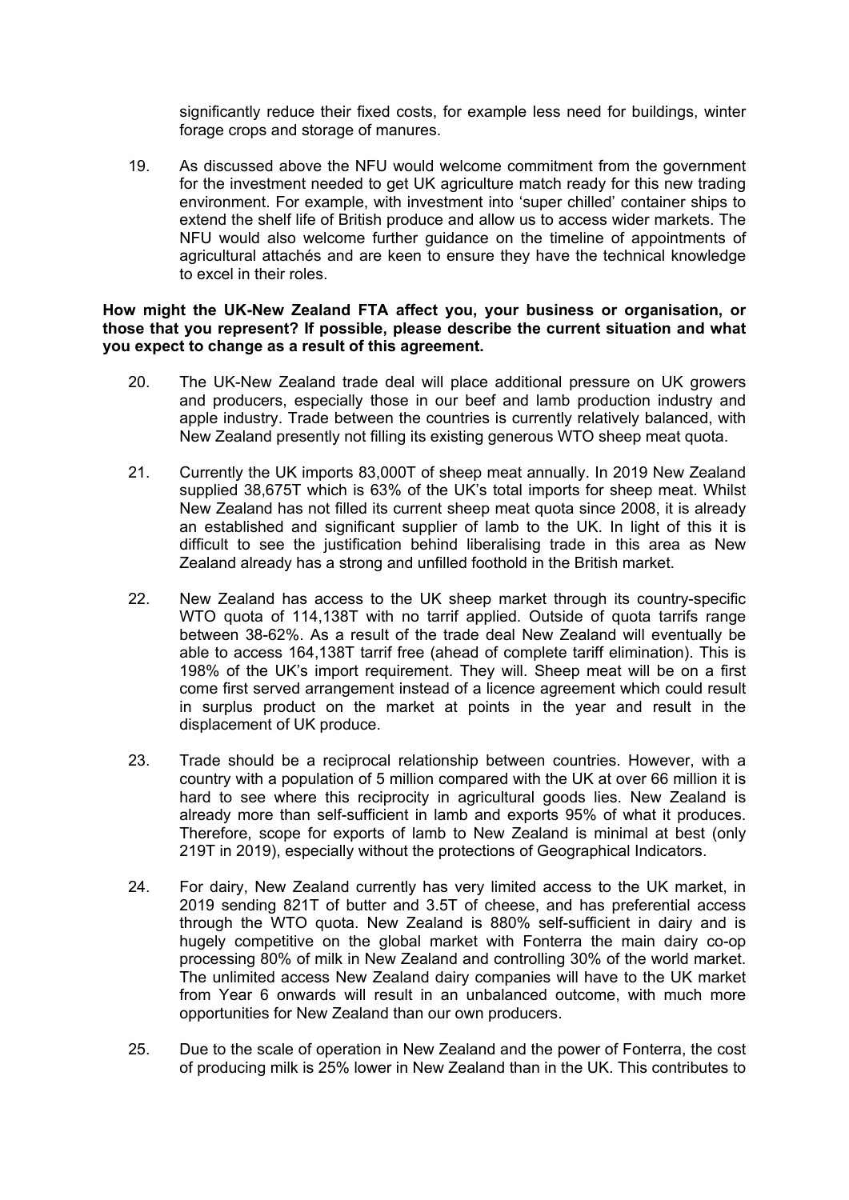significantly reduce their fixed costs, for example less need for buildings, winter forage crops and storage of manures.

19. As discussed above the NFU would welcome commitment from the government for the investment needed to get UK agriculture match ready for this new trading environment. For example, with investment into 'super chilled' container ships to extend the shelf life of British produce and allow us to access wider markets. The NFU would also welcome further guidance on the timeline of appointments of agricultural attachés and are keen to ensure they have the technical knowledge to excel in their roles.

**How might the UK-New Zealand FTA affect you, your business or organisation, or those that you represent? If possible, please describe the current situation and what you expect to change as a result of this agreement.**

20. The UK-New Zealand trade deal will place additional pressure on UK growers and producers, especially those in our beef and lamb production industry and apple industry. Trade between the countries is currently relatively balanced, with New Zealand presently not filling its existing generous WTO sheep meat quota.

21. Currently the UK imports 83,000T of sheep meat annually. In 2019 New Zealand supplied 38,675T which is 63% of the UK's total imports for sheep meat. Whilst New Zealand has not filled its current sheep meat quota since 2008, it is already an established and significant supplier of lamb to the UK. In light of this it is difficult to see the justification behind liberalising trade in this area as New Zealand already has a strong and unfilled foothold in the British market.

22. New Zealand has access to the UK sheep market through its country-specific WTO quota of 114,138T with no tarrif applied. Outside of quota tarrifs range between 38-62%. As a result of the trade deal New Zealand will eventually be able to access 164,138T tarrif free (ahead of complete tariff elimination). This is 198% of the UK's import requirement. They will. Sheep meat will be on a first come first served arrangement instead of a licence agreement which could result in surplus product on the market at points in the year and result in the displacement of UK produce.

23. Trade should be a reciprocal relationship between countries. However, with a country with a population of 5 million compared with the UK at over 66 million it is hard to see where this reciprocity in agricultural goods lies. New Zealand is already more than self-sufficient in lamb and exports 95% of what it produces. Therefore, scope for exports of lamb to New Zealand is minimal at best (only 219T in 2019), especially without the protections of Geographical Indicators.

24. For dairy, New Zealand currently has very limited access to the UK market, in 2019 sending 821T of butter and 3.5T of cheese, and has preferential access through the WTO quota. New Zealand is 880% self-sufficient in dairy and is hugely competitive on the global market with Fonterra the main dairy co-op processing 80% of milk in New Zealand and controlling 30% of the world market. The unlimited access New Zealand dairy companies will have to the UK market from Year 6 onwards will result in an unbalanced outcome, with much more opportunities for New Zealand than our own producers.

25. Due to the scale of operation in New Zealand and the power of Fonterra, the cost of producing milk is 25% lower in New Zealand than in the UK. This contributes to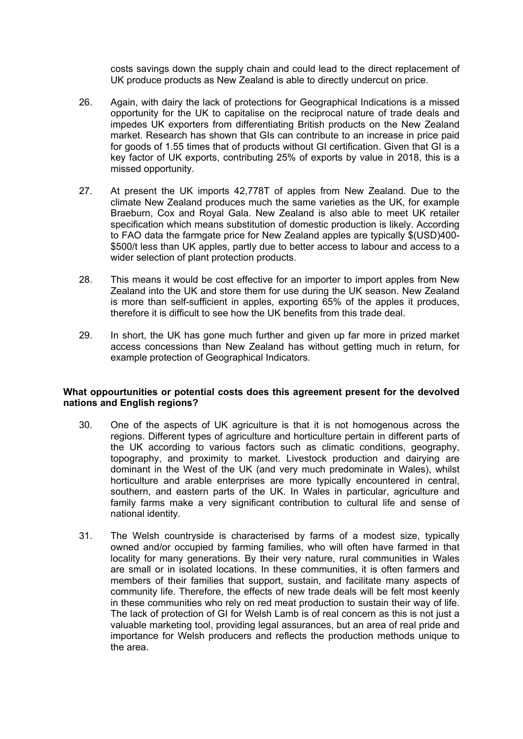costs savings down the supply chain and could lead to the direct replacement of UK produce products as New Zealand is able to directly undercut on price.

26. Again, with dairy the lack of protections for Geographical Indications is a missed opportunity for the UK to capitalise on the reciprocal nature of trade deals and impedes UK exporters from differentiating British products on the New Zealand market. Research has shown that GIs can contribute to an increase in price paid for goods of 1.55 times that of products without GI certification. Given that GI is a key factor of UK exports, contributing 25% of exports by value in 2018, this is a missed opportunity.

27. At present the UK imports 42,778T of apples from New Zealand. Due to the climate New Zealand produces much the same varieties as the UK, for example Braeburn, Cox and Royal Gala. New Zealand is also able to meet UK retailer specification which means substitution of domestic production is likely. According to FAO data the farmgate price for New Zealand apples are typically $(USD)400-$500/t less than UK apples, partly due to better access to labour and access to a wider selection of plant protection products.

28. This means it would be cost effective for an importer to import apples from New Zealand into the UK and store them for use during the UK season. New Zealand is more than self-sufficient in apples, exporting 65% of the apples it produces, therefore it is difficult to see how the UK benefits from this trade deal.

29. In short, the UK has gone much further and given up far more in prized market access concessions than New Zealand has without getting much in return, for example protection of Geographical Indicators.

**What oppourtunities or potential costs does this agreement present for the devolved nations and English regions?**

30. One of the aspects of UK agriculture is that it is not homogenous across the regions. Different types of agriculture and horticulture pertain in different parts of the UK according to various factors such as climatic conditions, geography, topography, and proximity to market. Livestock production and dairying are dominant in the West of the UK (and very much predominate in Wales), whilst horticulture and arable enterprises are more typically encountered in central, southern, and eastern parts of the UK. In Wales in particular, agriculture and family farms make a very significant contribution to cultural life and sense of national identity.

31. The Welsh countryside is characterised by farms of a modest size, typically owned and/or occupied by farming families, who will often have farmed in that locality for many generations. By their very nature, rural communities in Wales are small or in isolated locations. In these communities, it is often farmers and members of their families that support, sustain, and facilitate many aspects of community life. Therefore, the effects of new trade deals will be felt most keenly in these communities who rely on red meat production to sustain their way of life. The lack of protection of GI for Welsh Lamb is of real concern as this is not just a valuable marketing tool, providing legal assurances, but an area of real pride and importance for Welsh producers and reflects the production methods unique to the area.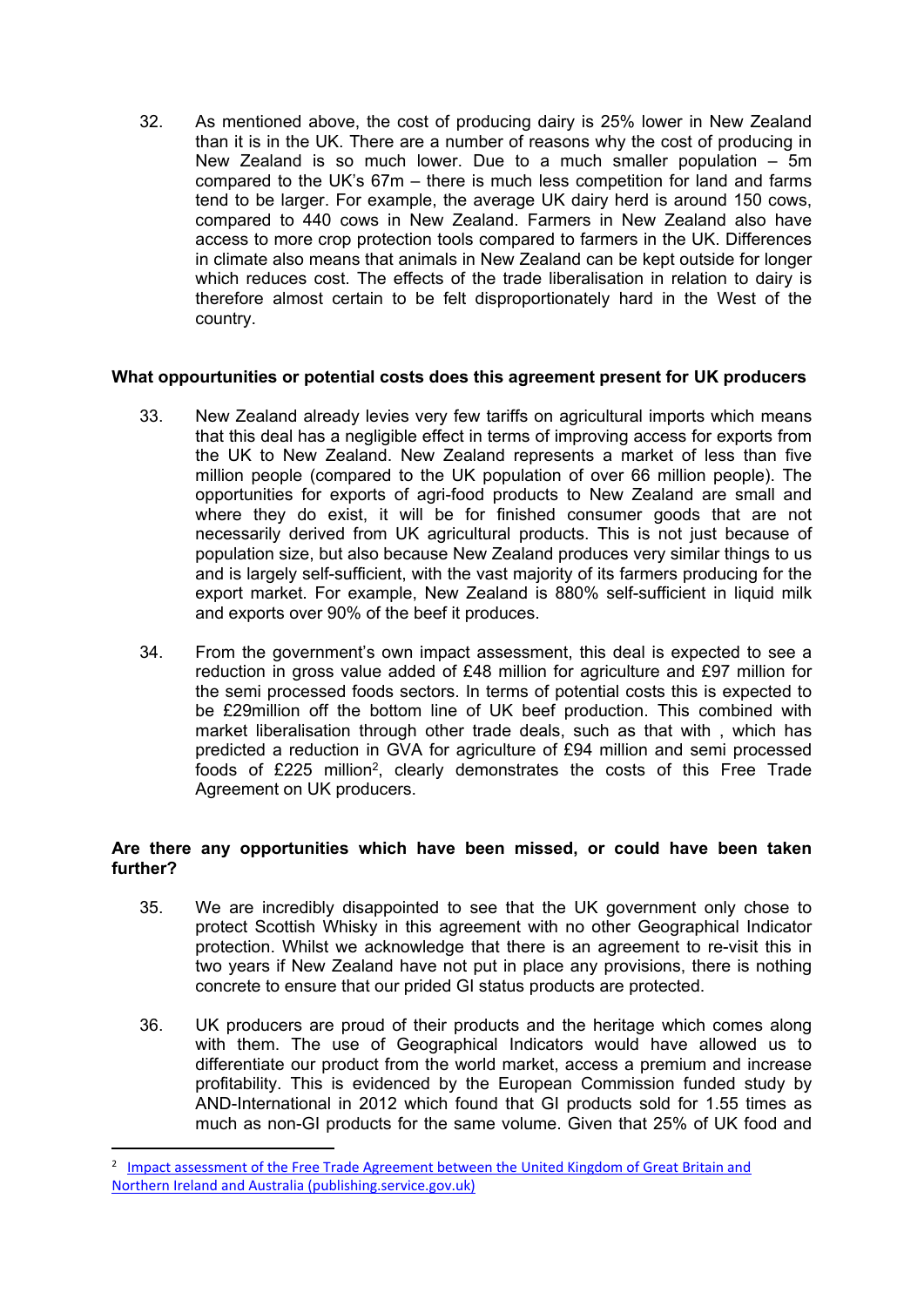32. As mentioned above, the cost of producing dairy is 25% lower in New Zealand than it is in the UK. There are a number of reasons why the cost of producing in New Zealand is so much lower. Due to a much smaller population – 5m compared to the UK's 67m – there is much less competition for land and farms tend to be larger. For example, the average UK dairy herd is around 150 cows, compared to 440 cows in New Zealand. Farmers in New Zealand also have access to more crop protection tools compared to farmers in the UK. Differences in climate also means that animals in New Zealand can be kept outside for longer which reduces cost. The effects of the trade liberalisation in relation to dairy is therefore almost certain to be felt disproportionately hard in the West of the country.

**What oppourtunities or potential costs does this agreement present for UK producers**

33. New Zealand already levies very few tariffs on agricultural imports which means that this deal has a negligible effect in terms of improving access for exports from the UK to New Zealand. New Zealand represents a market of less than five million people (compared to the UK population of over 66 million people). The opportunities for exports of agri-food products to New Zealand are small and where they do exist, it will be for finished consumer goods that are not necessarily derived from UK agricultural products. This is not just because of population size, but also because New Zealand produces very similar things to us and is largely self-sufficient, with the vast majority of its farmers producing for the export market. For example, New Zealand is 880% self-sufficient in liquid milk and exports over 90% of the beef it produces.

34. From the government's own impact assessment, this deal is expected to see a reduction in gross value added of £48 million for agriculture and £97 million for the semi processed foods sectors. In terms of potential costs this is expected to be £29million off the bottom line of UK beef production. This combined with market liberalisation through other trade deals, such as that with , which has predicted a reduction in GVA for agriculture of £94 million and semi processed foods of £225 million[2], clearly demonstrates the costs of this Free Trade Agreement on UK producers.

**Are there any opportunities which have been missed, or could have been taken further?**

35. We are incredibly disappointed to see that the UK government only chose to protect Scottish Whisky in this agreement with no other Geographical Indicator protection. Whilst we acknowledge that there is an agreement to re-visit this in two years if New Zealand have not put in place any provisions, there is nothing concrete to ensure that our prided GI status products are protected.

36. UK producers are proud of their products and the heritage which comes along with them. The use of Geographical Indicators would have allowed us to differentiate our product from the world market, access a premium and increase profitability. This is evidenced by the European Commission funded study by AND-International in 2012 which found that GI products sold for 1.55 times as much as non-GI products for the same volume. Given that 25% of UK food and

---

[2] [Impact assessment of the Free Trade Agreement between the United Kingdom of Great Britain and Northern Ireland and Australia (publishing.service.gov.uk)]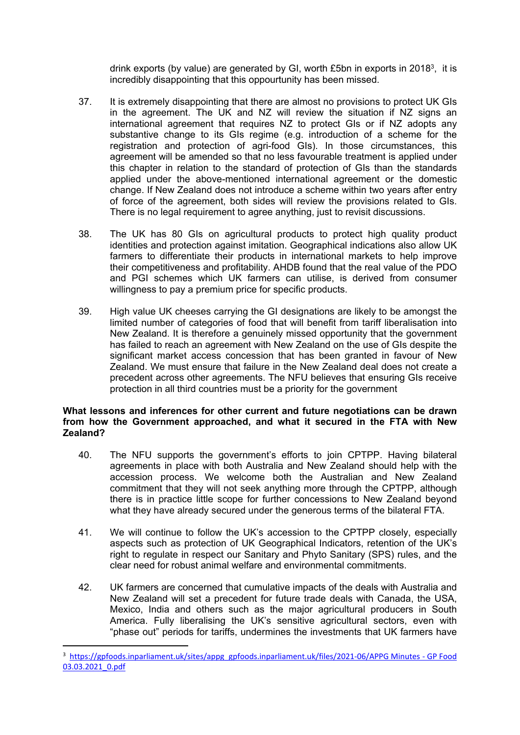drink exports (by value) are generated by GI, worth £5bn in exports in 2018[3], it is incredibly disappointing that this oppourtunity has been missed.

37. It is extremely disappointing that there are almost no provisions to protect UK GIs in the agreement. The UK and NZ will review the situation if NZ signs an international agreement that requires NZ to protect GIs or if NZ adopts any substantive change to its GIs regime (e.g. introduction of a scheme for the registration and protection of agri-food GIs). In those circumstances, this agreement will be amended so that no less favourable treatment is applied under this chapter in relation to the standard of protection of GIs than the standards applied under the above-mentioned international agreement or the domestic change. If New Zealand does not introduce a scheme within two years after entry of force of the agreement, both sides will review the provisions related to GIs. There is no legal requirement to agree anything, just to revisit discussions.

38. The UK has 80 GIs on agricultural products to protect high quality product identities and protection against imitation. Geographical indications also allow UK farmers to differentiate their products in international markets to help improve their competitiveness and profitability. AHDB found that the real value of the PDO and PGI schemes which UK farmers can utilise, is derived from consumer willingness to pay a premium price for specific products.

39. High value UK cheeses carrying the GI designations are likely to be amongst the limited number of categories of food that will benefit from tariff liberalisation into New Zealand. It is therefore a genuinely missed opportunity that the government has failed to reach an agreement with New Zealand on the use of GIs despite the significant market access concession that has been granted in favour of New Zealand. We must ensure that failure in the New Zealand deal does not create a precedent across other agreements. The NFU believes that ensuring GIs receive protection in all third countries must be a priority for the government

**What lessons and inferences for other current and future negotiations can be drawn from how the Government approached, and what it secured in the FTA with New Zealand?**

40. The NFU supports the government's efforts to join CPTPP. Having bilateral agreements in place with both Australia and New Zealand should help with the accession process. We welcome both the Australian and New Zealand commitment that they will not seek anything more through the CPTPP, although there is in practice little scope for further concessions to New Zealand beyond what they have already secured under the generous terms of the bilateral FTA.

41. We will continue to follow the UK's accession to the CPTPP closely, especially aspects such as protection of UK Geographical Indicators, retention of the UK's right to regulate in respect our Sanitary and Phyto Sanitary (SPS) rules, and the clear need for robust animal welfare and environmental commitments.

42. UK farmers are concerned that cumulative impacts of the deals with Australia and New Zealand will set a precedent for future trade deals with Canada, the USA, Mexico, India and others such as the major agricultural producers in South America. Fully liberalising the UK's sensitive agricultural sectors, even with "phase out" periods for tariffs, undermines the investments that UK farmers have

[3] https://gpfoods.inparliament.uk/sites/appg_gpfoods.inparliament.uk/files/2021-06/APPG Minutes - GP Food 03.03.2021_0.pdf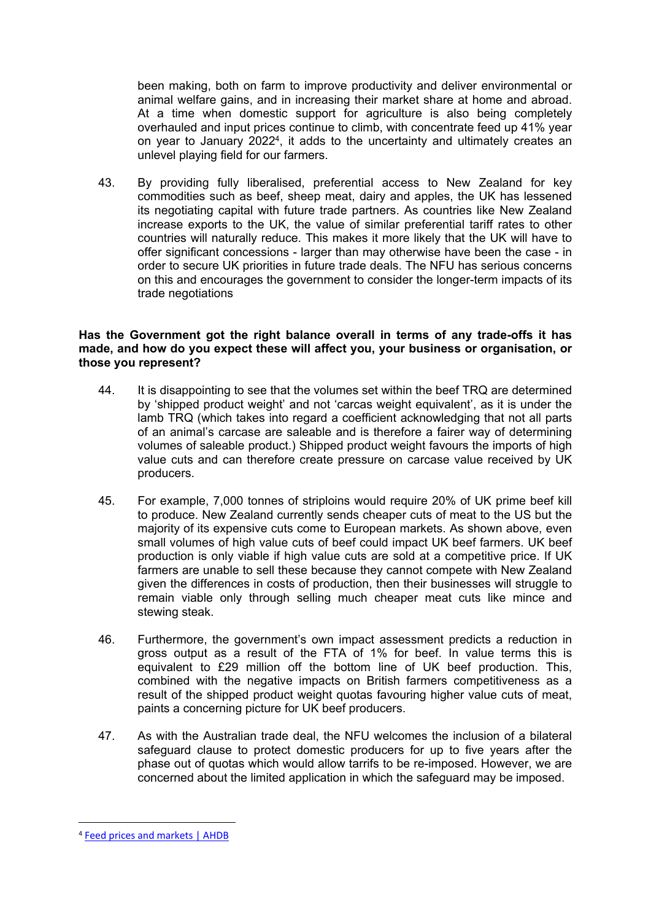been making, both on farm to improve productivity and deliver environmental or animal welfare gains, and in increasing their market share at home and abroad. At a time when domestic support for agriculture is also being completely overhauled and input prices continue to climb, with concentrate feed up 41% year on year to January 2022[4], it adds to the uncertainty and ultimately creates an unlevel playing field for our farmers.

43. By providing fully liberalised, preferential access to New Zealand for key commodities such as beef, sheep meat, dairy and apples, the UK has lessened its negotiating capital with future trade partners. As countries like New Zealand increase exports to the UK, the value of similar preferential tariff rates to other countries will naturally reduce. This makes it more likely that the UK will have to offer significant concessions - larger than may otherwise have been the case - in order to secure UK priorities in future trade deals. The NFU has serious concerns on this and encourages the government to consider the longer-term impacts of its trade negotiations

**Has the Government got the right balance overall in terms of any trade-offs it has made, and how do you expect these will affect you, your business or organisation, or those you represent?**

44. It is disappointing to see that the volumes set within the beef TRQ are determined by 'shipped product weight' and not 'carcas weight equivalent', as it is under the lamb TRQ (which takes into regard a coefficient acknowledging that not all parts of an animal's carcase are saleable and is therefore a fairer way of determining volumes of saleable product.) Shipped product weight favours the imports of high value cuts and can therefore create pressure on carcase value received by UK producers.

45. For example, 7,000 tonnes of striploins would require 20% of UK prime beef kill to produce. New Zealand currently sends cheaper cuts of meat to the US but the majority of its expensive cuts come to European markets. As shown above, even small volumes of high value cuts of beef could impact UK beef farmers. UK beef production is only viable if high value cuts are sold at a competitive price. If UK farmers are unable to sell these because they cannot compete with New Zealand given the differences in costs of production, then their businesses will struggle to remain viable only through selling much cheaper meat cuts like mince and stewing steak.

46. Furthermore, the government's own impact assessment predicts a reduction in gross output as a result of the FTA of 1% for beef. In value terms this is equivalent to £29 million off the bottom line of UK beef production. This, combined with the negative impacts on British farmers competitiveness as a result of the shipped product weight quotas favouring higher value cuts of meat, paints a concerning picture for UK beef producers.

47. As with the Australian trade deal, the NFU welcomes the inclusion of a bilateral safeguard clause to protect domestic producers for up to five years after the phase out of quotas which would allow tarrifs to be re-imposed. However, we are concerned about the limited application in which the safeguard may be imposed.

[4] Feed prices and markets | AHDB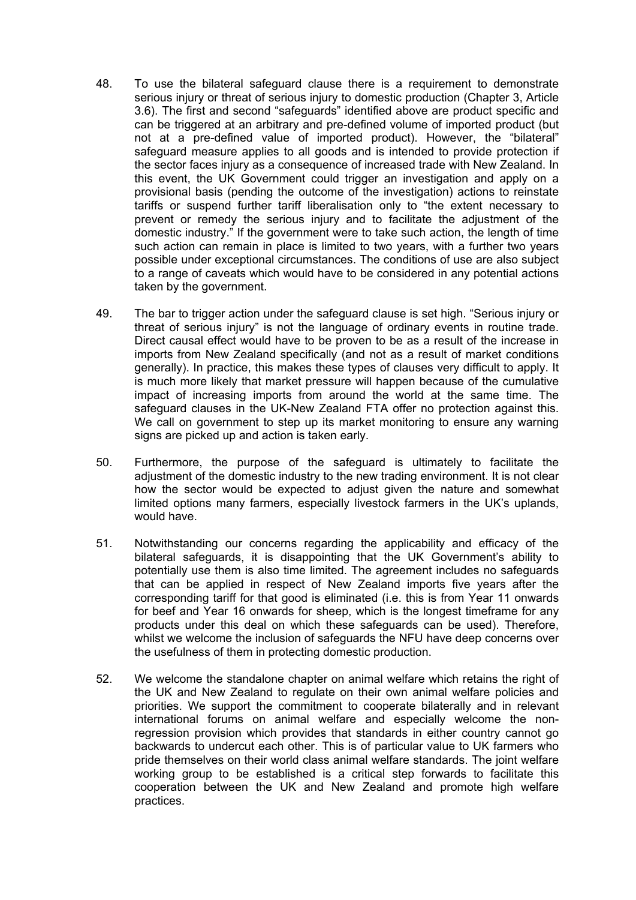48. To use the bilateral safeguard clause there is a requirement to demonstrate serious injury or threat of serious injury to domestic production (Chapter 3, Article 3.6). The first and second "safeguards" identified above are product specific and can be triggered at an arbitrary and pre-defined volume of imported product (but not at a pre-defined value of imported product). However, the "bilateral" safeguard measure applies to all goods and is intended to provide protection if the sector faces injury as a consequence of increased trade with New Zealand. In this event, the UK Government could trigger an investigation and apply on a provisional basis (pending the outcome of the investigation) actions to reinstate tariffs or suspend further tariff liberalisation only to "the extent necessary to prevent or remedy the serious injury and to facilitate the adjustment of the domestic industry." If the government were to take such action, the length of time such action can remain in place is limited to two years, with a further two years possible under exceptional circumstances. The conditions of use are also subject to a range of caveats which would have to be considered in any potential actions taken by the government.

49. The bar to trigger action under the safeguard clause is set high. "Serious injury or threat of serious injury" is not the language of ordinary events in routine trade. Direct causal effect would have to be proven to be as a result of the increase in imports from New Zealand specifically (and not as a result of market conditions generally). In practice, this makes these types of clauses very difficult to apply. It is much more likely that market pressure will happen because of the cumulative impact of increasing imports from around the world at the same time. The safeguard clauses in the UK-New Zealand FTA offer no protection against this. We call on government to step up its market monitoring to ensure any warning signs are picked up and action is taken early.

50. Furthermore, the purpose of the safeguard is ultimately to facilitate the adjustment of the domestic industry to the new trading environment. It is not clear how the sector would be expected to adjust given the nature and somewhat limited options many farmers, especially livestock farmers in the UK's uplands, would have.

51. Notwithstanding our concerns regarding the applicability and efficacy of the bilateral safeguards, it is disappointing that the UK Government's ability to potentially use them is also time limited. The agreement includes no safeguards that can be applied in respect of New Zealand imports five years after the corresponding tariff for that good is eliminated (i.e. this is from Year 11 onwards for beef and Year 16 onwards for sheep, which is the longest timeframe for any products under this deal on which these safeguards can be used). Therefore, whilst we welcome the inclusion of safeguards the NFU have deep concerns over the usefulness of them in protecting domestic production.

52. We welcome the standalone chapter on animal welfare which retains the right of the UK and New Zealand to regulate on their own animal welfare policies and priorities. We support the commitment to cooperate bilaterally and in relevant international forums on animal welfare and especially welcome the non-regression provision which provides that standards in either country cannot go backwards to undercut each other. This is of particular value to UK farmers who pride themselves on their world class animal welfare standards. The joint welfare working group to be established is a critical step forwards to facilitate this cooperation between the UK and New Zealand and promote high welfare practices.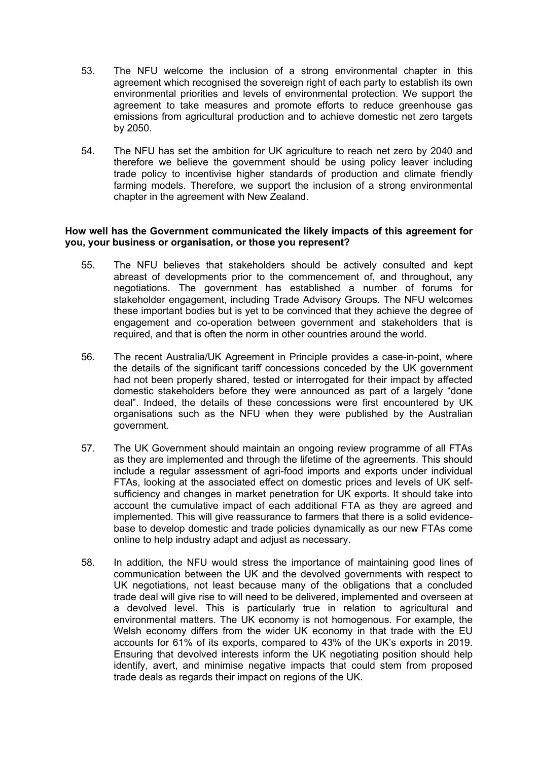53. The NFU welcome the inclusion of a strong environmental chapter in this agreement which recognised the sovereign right of each party to establish its own environmental priorities and levels of environmental protection. We support the agreement to take measures and promote efforts to reduce greenhouse gas emissions from agricultural production and to achieve domestic net zero targets by 2050.

54. The NFU has set the ambition for UK agriculture to reach net zero by 2040 and therefore we believe the government should be using policy leaver including trade policy to incentivise higher standards of production and climate friendly farming models. Therefore, we support the inclusion of a strong environmental chapter in the agreement with New Zealand.

**How well has the Government communicated the likely impacts of this agreement for you, your business or organisation, or those you represent?**

55. The NFU believes that stakeholders should be actively consulted and kept abreast of developments prior to the commencement of, and throughout, any negotiations. The government has established a number of forums for stakeholder engagement, including Trade Advisory Groups. The NFU welcomes these important bodies but is yet to be convinced that they achieve the degree of engagement and co-operation between government and stakeholders that is required, and that is often the norm in other countries around the world.

56. The recent Australia/UK Agreement in Principle provides a case-in-point, where the details of the significant tariff concessions conceded by the UK government had not been properly shared, tested or interrogated for their impact by affected domestic stakeholders before they were announced as part of a largely "done deal". Indeed, the details of these concessions were first encountered by UK organisations such as the NFU when they were published by the Australian government.

57. The UK Government should maintain an ongoing review programme of all FTAs as they are implemented and through the lifetime of the agreements. This should include a regular assessment of agri-food imports and exports under individual FTAs, looking at the associated effect on domestic prices and levels of UK self-sufficiency and changes in market penetration for UK exports. It should take into account the cumulative impact of each additional FTA as they are agreed and implemented. This will give reassurance to farmers that there is a solid evidence-base to develop domestic and trade policies dynamically as our new FTAs come online to help industry adapt and adjust as necessary.

58. In addition, the NFU would stress the importance of maintaining good lines of communication between the UK and the devolved governments with respect to UK negotiations, not least because many of the obligations that a concluded trade deal will give rise to will need to be delivered, implemented and overseen at a devolved level. This is particularly true in relation to agricultural and environmental matters. The UK economy is not homogenous. For example, the Welsh economy differs from the wider UK economy in that trade with the EU accounts for 61% of its exports, compared to 43% of the UK's exports in 2019. Ensuring that devolved interests inform the UK negotiating position should help identify, avert, and minimise negative impacts that could stem from proposed trade deals as regards their impact on regions of the UK.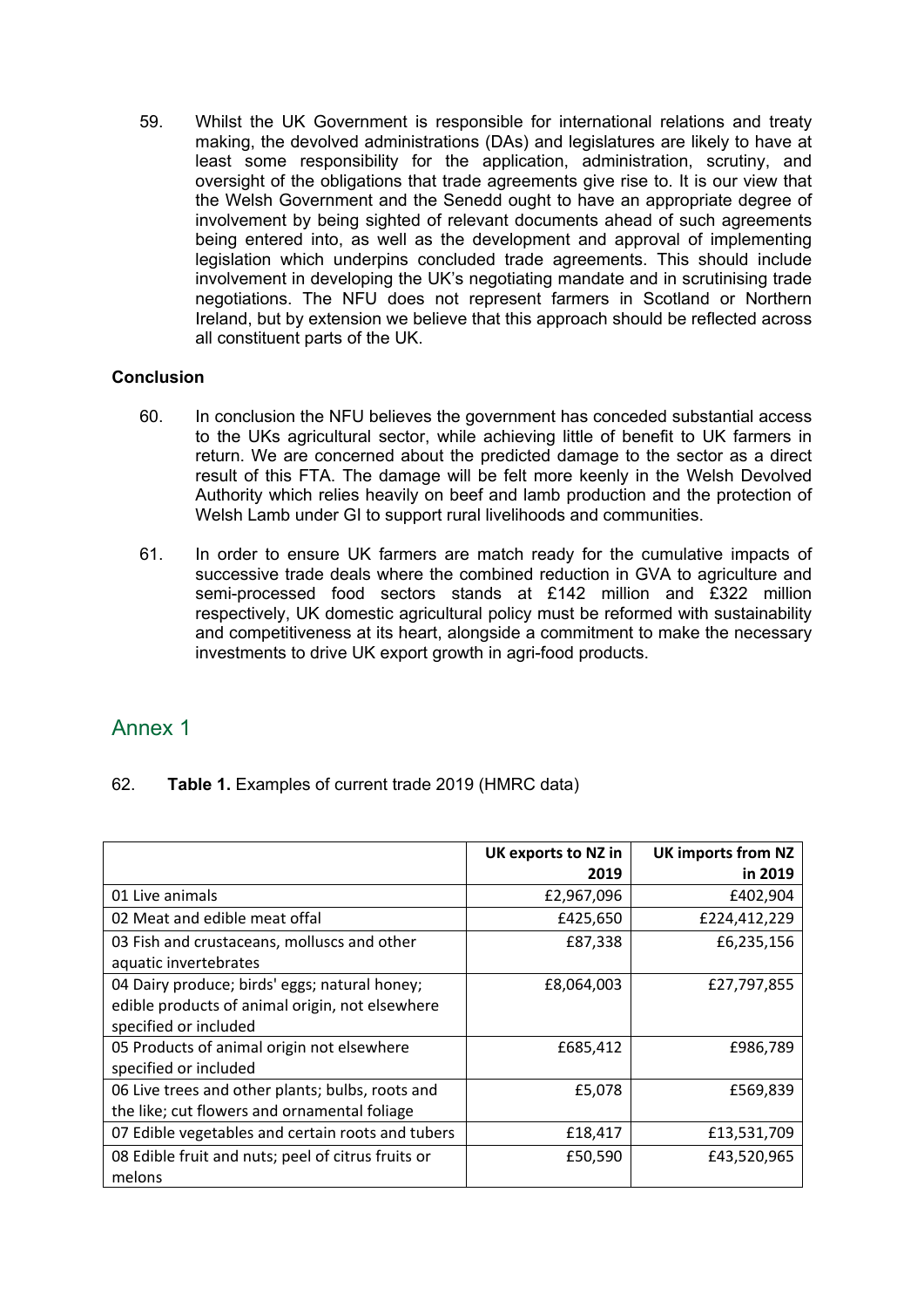59. Whilst the UK Government is responsible for international relations and treaty making, the devolved administrations (DAs) and legislatures are likely to have at least some responsibility for the application, administration, scrutiny, and oversight of the obligations that trade agreements give rise to. It is our view that the Welsh Government and the Senedd ought to have an appropriate degree of involvement by being sighted of relevant documents ahead of such agreements being entered into, as well as the development and approval of implementing legislation which underpins concluded trade agreements. This should include involvement in developing the UK's negotiating mandate and in scrutinising trade negotiations. The NFU does not represent farmers in Scotland or Northern Ireland, but by extension we believe that this approach should be reflected across all constituent parts of the UK.

**Conclusion**

60. In conclusion the NFU believes the government has conceded substantial access to the UKs agricultural sector, while achieving little of benefit to UK farmers in return. We are concerned about the predicted damage to the sector as a direct result of this FTA. The damage will be felt more keenly in the Welsh Devolved Authority which relies heavily on beef and lamb production and the protection of Welsh Lamb under GI to support rural livelihoods and communities.

61. In order to ensure UK farmers are match ready for the cumulative impacts of successive trade deals where the combined reduction in GVA to agriculture and semi-processed food sectors stands at £142 million and £322 million respectively, UK domestic agricultural policy must be reformed with sustainability and competitiveness at its heart, alongside a commitment to make the necessary investments to drive UK export growth in agri-food products.

## Annex 1

62. **Table 1.** Examples of current trade 2019 (HMRC data)

| | UK exports to NZ in 2019 | UK imports from NZ in 2019 |
|---|---|---|
| 01 Live animals | £2,967,096 | £402,904 |
| 02 Meat and edible meat offal | £425,650 | £224,412,229 |
| 03 Fish and crustaceans, molluscs and other aquatic invertebrates | £87,338 | £6,235,156 |
| 04 Dairy produce; birds' eggs; natural honey; edible products of animal origin, not elsewhere specified or included | £8,064,003 | £27,797,855 |
| 05 Products of animal origin not elsewhere specified or included | £685,412 | £986,789 |
| 06 Live trees and other plants; bulbs, roots and the like; cut flowers and ornamental foliage | £5,078 | £569,839 |
| 07 Edible vegetables and certain roots and tubers | £18,417 | £13,531,709 |
| 08 Edible fruit and nuts; peel of citrus fruits or melons | £50,590 | £43,520,965 |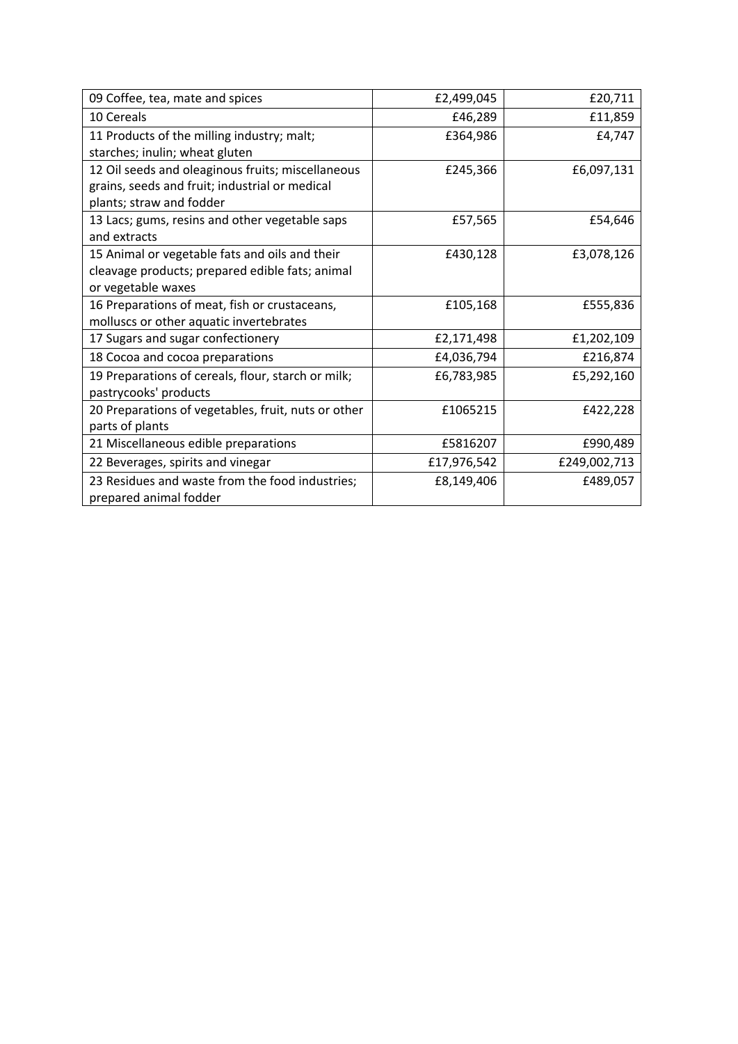| | | |
|---|---|---|
| 09 Coffee, tea, mate and spices | £2,499,045 | £20,711 |
| 10 Cereals | £46,289 | £11,859 |
| 11 Products of the milling industry; malt; starches; inulin; wheat gluten | £364,986 | £4,747 |
| 12 Oil seeds and oleaginous fruits; miscellaneous grains, seeds and fruit; industrial or medical plants; straw and fodder | £245,366 | £6,097,131 |
| 13 Lacs; gums, resins and other vegetable saps and extracts | £57,565 | £54,646 |
| 15 Animal or vegetable fats and oils and their cleavage products; prepared edible fats; animal or vegetable waxes | £430,128 | £3,078,126 |
| 16 Preparations of meat, fish or crustaceans, molluscs or other aquatic invertebrates | £105,168 | £555,836 |
| 17 Sugars and sugar confectionery | £2,171,498 | £1,202,109 |
| 18 Cocoa and cocoa preparations | £4,036,794 | £216,874 |
| 19 Preparations of cereals, flour, starch or milk; pastrycooks' products | £6,783,985 | £5,292,160 |
| 20 Preparations of vegetables, fruit, nuts or other parts of plants | £1065215 | £422,228 |
| 21 Miscellaneous edible preparations | £5816207 | £990,489 |
| 22 Beverages, spirits and vinegar | £17,976,542 | £249,002,713 |
| 23 Residues and waste from the food industries; prepared animal fodder | £8,149,406 | £489,057 |